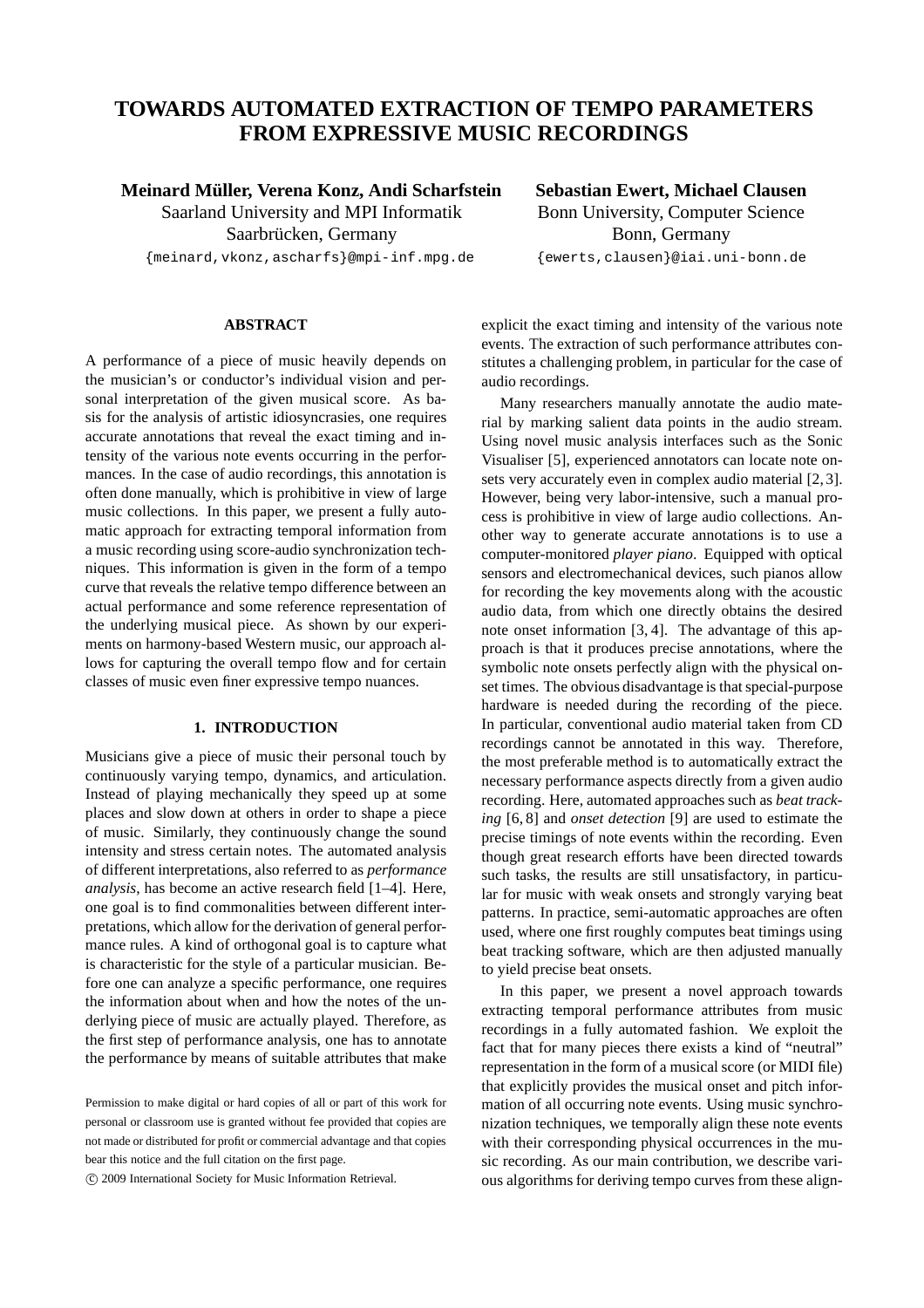# TOWARDS AUTOMATED EXTRACTION OF TEMPO PARAMETERS FROM EXPRESSIVE MUSIC RECORDINGS

**Meinard Müller, Verena Konz, Andi Scharfstein**
Saarland University and MPI Informatik
Saarbrücken, Germany
{meinard,vkonz,ascharfs}@mpi-inf.mpg.de

**Sebastian Ewert, Michael Clausen**
Bonn University, Computer Science
Bonn, Germany
{ewerts,clausen}@iai.uni-bonn.de

## ABSTRACT

A performance of a piece of music heavily depends on the musician's or conductor's individual vision and personal interpretation of the given musical score. As basis for the analysis of artistic idiosyncrasies, one requires accurate annotations that reveal the exact timing and intensity of the various note events occurring in the performances. In the case of audio recordings, this annotation is often done manually, which is prohibitive in view of large music collections. In this paper, we present a fully automatic approach for extracting temporal information from a music recording using score-audio synchronization techniques. This information is given in the form of a tempo curve that reveals the relative tempo difference between an actual performance and some reference representation of the underlying musical piece. As shown by our experiments on harmony-based Western music, our approach allows for capturing the overall tempo flow and for certain classes of music even finer expressive tempo nuances.

## 1. INTRODUCTION

Musicians give a piece of music their personal touch by continuously varying tempo, dynamics, and articulation. Instead of playing mechanically they speed up at some places and slow down at others in order to shape a piece of music. Similarly, they continuously change the sound intensity and stress certain notes. The automated analysis of different interpretations, also referred to as *performance analysis*, has become an active research field [1–4]. Here, one goal is to find commonalities between different interpretations, which allow for the derivation of general performance rules. A kind of orthogonal goal is to capture what is characteristic for the style of a particular musician. Before one can analyze a specific performance, one requires the information about when and how the notes of the underlying piece of music are actually played. Therefore, as the first step of performance analysis, one has to annotate the performance by means of suitable attributes that make explicit the exact timing and intensity of the various note events. The extraction of such performance attributes constitutes a challenging problem, in particular for the case of audio recordings.

Many researchers manually annotate the audio material by marking salient data points in the audio stream. Using novel music analysis interfaces such as the Sonic Visualiser [5], experienced annotators can locate note onsets very accurately even in complex audio material [2, 3]. However, being very labor-intensive, such a manual process is prohibitive in view of large audio collections. Another way to generate accurate annotations is to use a computer-monitored *player piano*. Equipped with optical sensors and electromechanical devices, such pianos allow for recording the key movements along with the acoustic audio data, from which one directly obtains the desired note onset information [3, 4]. The advantage of this approach is that it produces precise annotations, where the symbolic note onsets perfectly align with the physical onset times. The obvious disadvantage is that special-purpose hardware is needed during the recording of the piece. In particular, conventional audio material taken from CD recordings cannot be annotated in this way. Therefore, the most preferable method is to automatically extract the necessary performance aspects directly from a given audio recording. Here, automated approaches such as *beat tracking* [6, 8] and *onset detection* [9] are used to estimate the precise timings of note events within the recording. Even though great research efforts have been directed towards such tasks, the results are still unsatisfactory, in particular for music with weak onsets and strongly varying beat patterns. In practice, semi-automatic approaches are often used, where one first roughly computes beat timings using beat tracking software, which are then adjusted manually to yield precise beat onsets.

In this paper, we present a novel approach towards extracting temporal performance attributes from music recordings in a fully automated fashion. We exploit the fact that for many pieces there exists a kind of "neutral" representation in the form of a musical score (or MIDI file) that explicitly provides the musical onset and pitch information of all occurring note events. Using music synchronization techniques, we temporally align these note events with their corresponding physical occurrences in the music recording. As our main contribution, we describe various algorithms for deriving tempo curves from these align-

Permission to make digital or hard copies of all or part of this work for personal or classroom use is granted without fee provided that copies are not made or distributed for profit or commercial advantage and that copies bear this notice and the full citation on the first page.

© 2009 International Society for Music Information Retrieval.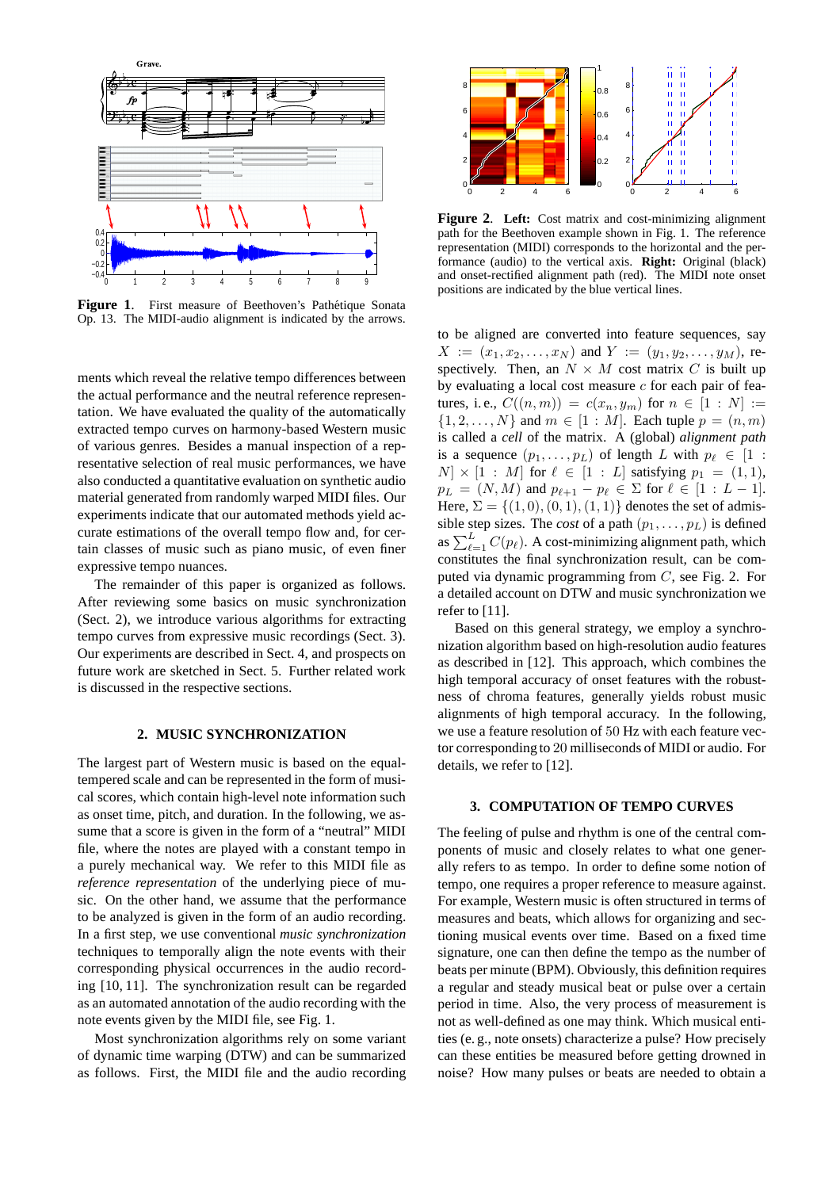**Figure 1.** First measure of Beethoven's Pathétique Sonata Op. 13. The MIDI-audio alignment is indicated by the arrows.

ments which reveal the relative tempo differences between the actual performance and the neutral reference representation. We have evaluated the quality of the automatically extracted tempo curves on harmony-based Western music of various genres. Besides a manual inspection of a representative selection of real music performances, we have also conducted a quantitative evaluation on synthetic audio material generated from randomly warped MIDI files. Our experiments indicate that our automated methods yield accurate estimations of the overall tempo flow and, for certain classes of music such as piano music, of even finer expressive tempo nuances.

The remainder of this paper is organized as follows. After reviewing some basics on music synchronization (Sect. 2), we introduce various algorithms for extracting tempo curves from expressive music recordings (Sect. 3). Our experiments are described in Sect. 4, and prospects on future work are sketched in Sect. 5. Further related work is discussed in the respective sections.

## 2. MUSIC SYNCHRONIZATION

The largest part of Western music is based on the equal-tempered scale and can be represented in the form of musical scores, which contain high-level note information such as onset time, pitch, and duration. In the following, we assume that a score is given in the form of a "neutral" MIDI file, where the notes are played with a constant tempo in a purely mechanical way. We refer to this MIDI file as *reference representation* of the underlying piece of music. On the other hand, we assume that the performance to be analyzed is given in the form of an audio recording. In a first step, we use conventional *music synchronization* techniques to temporally align the note events with their corresponding physical occurrences in the audio recording [10, 11]. The synchronization result can be regarded as an automated annotation of the audio recording with the note events given by the MIDI file, see Fig. 1.

Most synchronization algorithms rely on some variant of dynamic time warping (DTW) and can be summarized as follows. First, the MIDI file and the audio recording

**Figure 2.** **Left:** Cost matrix and cost-minimizing alignment path for the Beethoven example shown in Fig. 1. The reference representation (MIDI) corresponds to the horizontal and the performance (audio) to the vertical axis. **Right:** Original (black) and onset-rectified alignment path (red). The MIDI note onset positions are indicated by the blue vertical lines.

to be aligned are converted into feature sequences, say $X := (x_1, x_2, \ldots, x_N)$ and $Y := (y_1, y_2, \ldots, y_M)$, respectively. Then, an $N \times M$ cost matrix $C$ is built up by evaluating a local cost measure $c$ for each pair of features, i.e., $C((n, m)) = c(x_n, y_m)$ for $n \in [1 : N] := \{1, 2, \ldots, N\}$ and $m \in [1 : M]$. Each tuple $p = (n, m)$ is called a *cell* of the matrix. A (global) *alignment path* is a sequence $(p_1, \ldots, p_L)$ of length $L$ with $p_\ell \in [1 : N] \times [1 : M]$ for $\ell \in [1 : L]$ satisfying $p_1 = (1, 1)$, $p_L = (N, M)$ and $p_{\ell+1} - p_\ell \in \Sigma$ for $\ell \in [1 : L - 1]$. Here, $\Sigma = \{(1, 0), (0, 1), (1, 1)\}$ denotes the set of admissible step sizes. The *cost* of a path $(p_1, \ldots, p_L)$ is defined as $\sum_{\ell=1}^{L} C(p_\ell)$. A cost-minimizing alignment path, which constitutes the final synchronization result, can be computed via dynamic programming from $C$, see Fig. 2. For a detailed account on DTW and music synchronization we refer to [11].

Based on this general strategy, we employ a synchronization algorithm based on high-resolution audio features as described in [12]. This approach, which combines the high temporal accuracy of onset features with the robustness of chroma features, generally yields robust music alignments of high temporal accuracy. In the following, we use a feature resolution of 50 Hz with each feature vector corresponding to 20 milliseconds of MIDI or audio. For details, we refer to [12].

## 3. COMPUTATION OF TEMPO CURVES

The feeling of pulse and rhythm is one of the central components of music and closely relates to what one generally refers to as tempo. In order to define some notion of tempo, one requires a proper reference to measure against. For example, Western music is often structured in terms of measures and beats, which allows for organizing and sectioning musical events over time. Based on a fixed time signature, one can then define the tempo as the number of beats per minute (BPM). Obviously, this definition requires a regular and steady musical beat or pulse over a certain period in time. Also, the very process of measurement is not as well-defined as one may think. Which musical entities (e. g., note onsets) characterize a pulse? How precisely can these entities be measured before getting drowned in noise? How many pulses or beats are needed to obtain a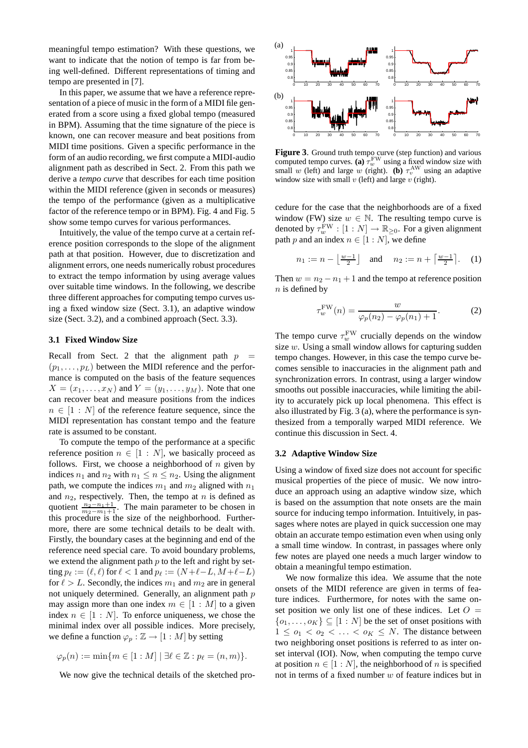meaningful tempo estimation? With these questions, we want to indicate that the notion of tempo is far from being well-defined. Different representations of timing and tempo are presented in [7].

In this paper, we assume that we have a reference representation of a piece of music in the form of a MIDI file generated from a score using a fixed global tempo (measured in BPM). Assuming that the time signature of the piece is known, one can recover measure and beat positions from MIDI time positions. Given a specific performance in the form of an audio recording, we first compute a MIDI-audio alignment path as described in Sect. 2. From this path we derive a *tempo curve* that describes for each time position within the MIDI reference (given in seconds or measures) the tempo of the performance (given as a multiplicative factor of the reference tempo or in BPM). Fig. 4 and Fig. 5 show some tempo curves for various performances.

Intuitively, the value of the tempo curve at a certain reference position corresponds to the slope of the alignment path at that position. However, due to discretization and alignment errors, one needs numerically robust procedures to extract the tempo information by using average values over suitable time windows. In the following, we describe three different approaches for computing tempo curves using a fixed window size (Sect. 3.1), an adaptive window size (Sect. 3.2), and a combined approach (Sect. 3.3).

### 3.1 Fixed Window Size

Recall from Sect. 2 that the alignment path $p = (p_1, \ldots, p_L)$ between the MIDI reference and the performance is computed on the basis of the feature sequences $X = (x_1, \ldots, x_N)$ and $Y = (y_1, \ldots, y_M)$. Note that one can recover beat and measure positions from the indices $n \in [1 : N]$ of the reference feature sequence, since the MIDI representation has constant tempo and the feature rate is assumed to be constant.

To compute the tempo of the performance at a specific reference position $n \in [1 : N]$, we basically proceed as follows. First, we choose a neighborhood of $n$ given by indices $n_1$ and $n_2$ with $n_1 \leq n \leq n_2$. Using the alignment path, we compute the indices $m_1$ and $m_2$ aligned with $n_1$ and $n_2$, respectively. Then, the tempo at $n$ is defined as quotient $\frac{n_2 - n_1 + 1}{m_2 - m_1 + 1}$. The main parameter to be chosen in this procedure is the size of the neighborhood. Furthermore, there are some technical details to be dealt with. Firstly, the boundary cases at the beginning and end of the reference need special care. To avoid boundary problems, we extend the alignment path $p$ to the left and right by setting $p_\ell := (\ell, \ell)$ for $\ell < 1$ and $p_\ell := (N + \ell - L, M + \ell - L)$ for $\ell > L$. Secondly, the indices $m_1$ and $m_2$ are in general not uniquely determined. Generally, an alignment path $p$ may assign more than one index $m \in [1 : M]$ to a given index $n \in [1 : N]$. To enforce uniqueness, we chose the minimal index over all possible indices. More precisely, we define a function $\varphi_p : \mathbb{Z} \to [1 : M]$ by setting

$$\varphi_p(n) := \min\{m \in [1 : M] \mid \exists \ell \in \mathbb{Z} : p_\ell = (n, m)\}.$$

We now give the technical details of the sketched procedure for the case that the neighborhoods are of a fixed window (FW) size $w \in \mathbb{N}$. The resulting tempo curve is denoted by $\tau_w^{\mathrm{FW}} : [1 : N] \to \mathbb{R}_{\geq 0}$. For a given alignment path $p$ and an index $n \in [1 : N]$, we define

$$n_1 := n - \left\lfloor \tfrac{w-1}{2} \right\rfloor \quad \text{and} \quad n_2 := n + \left\lceil \tfrac{w-1}{2} \right\rceil. \quad (1)$$

Then $w = n_2 - n_1 + 1$ and the tempo at reference position $n$ is defined by

$$\tau_w^{\mathrm{FW}}(n) = \frac{w}{\varphi_p(n_2) - \varphi_p(n_1) + 1}. \quad (2)$$

The tempo curve $\tau_w^{\mathrm{FW}}$ crucially depends on the window size $w$. Using a small window allows for capturing sudden tempo changes. However, in this case the tempo curve becomes sensible to inaccuracies in the alignment path and synchronization errors. In contrast, using a larger window smooths out possible inaccuracies, while limiting the ability to accurately pick up local phenomena. This effect is also illustrated by Fig. 3 (a), where the performance is synthesized from a temporally warped MIDI reference. We continue this discussion in Sect. 4.

**Figure 3**. Ground truth tempo curve (step function) and various computed tempo curves. **(a)** $\tau_w^{\mathrm{FW}}$ using a fixed window size with small $w$ (left) and large $w$ (right). **(b)** $\tau_v^{\mathrm{AW}}$ using an adaptive window size with small $v$ (left) and large $v$ (right).

### 3.2 Adaptive Window Size

Using a window of fixed size does not account for specific musical properties of the piece of music. We now introduce an approach using an adaptive window size, which is based on the assumption that note onsets are the main source for inducing tempo information. Intuitively, in passages where notes are played in quick succession one may obtain an accurate tempo estimation even when using only a small time window. In contrast, in passages where only few notes are played one needs a much larger window to obtain a meaningful tempo estimation.

We now formalize this idea. We assume that the note onsets of the MIDI reference are given in terms of feature indices. Furthermore, for notes with the same onset position we only list one of these indices. Let $O = \{o_1, \ldots, o_K\} \subseteq [1 : N]$ be the set of onset positions with $1 \leq o_1 < o_2 < \ldots < o_K \leq N$. The distance between two neighboring onset positions is referred to as inter onset interval (IOI). Now, when computing the tempo curve at position $n \in [1 : N]$, the neighborhood of $n$ is specified not in terms of a fixed number $w$ of feature indices but in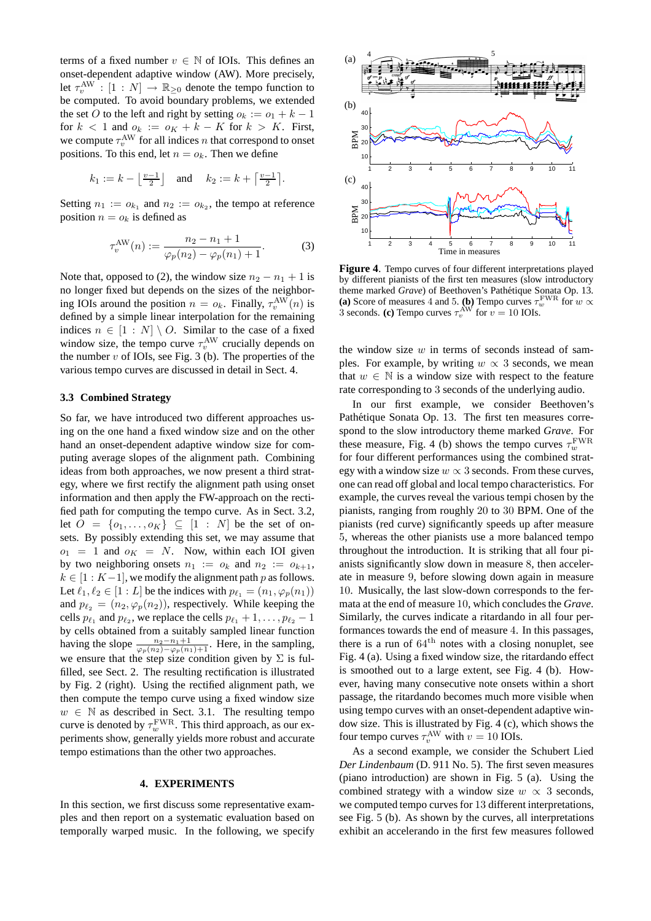terms of a fixed number $v \in \mathbb{N}$ of IOIs. This defines an onset-dependent adaptive window (AW). More precisely, let $\tau_v^{\mathrm{AW}} : [1 : N] \to \mathbb{R}_{\geq 0}$ denote the tempo function to be computed. To avoid boundary problems, we extended the set $O$ to the left and right by setting $o_k := o_1 + k - 1$ for $k < 1$ and $o_k := o_K + k - K$ for $k > K$. First, we compute $\tau_v^{\mathrm{AW}}$ for all indices $n$ that correspond to onset positions. To this end, let $n = o_k$. Then we define

$$k_1 := k - \left\lfloor \tfrac{v-1}{2} \right\rfloor \quad \text{and} \quad k_2 := k + \left\lceil \tfrac{v-1}{2} \right\rceil .$$

Setting $n_1 := o_{k_1}$ and $n_2 := o_{k_2}$, the tempo at reference position $n = o_k$ is defined as

$$\tau_v^{\mathrm{AW}}(n) := \frac{n_2 - n_1 + 1}{\varphi_p(n_2) - \varphi_p(n_1) + 1}. \tag{3}$$

Note that, opposed to (2), the window size $n_2 - n_1 + 1$ is no longer fixed but depends on the sizes of the neighboring IOIs around the position $n = o_k$. Finally, $\tau_v^{\mathrm{AW}}(n)$ is defined by a simple linear interpolation for the remaining indices $n \in [1 : N] \setminus O$. Similar to the case of a fixed window size, the tempo curve $\tau_v^{\mathrm{AW}}$ crucially depends on the number $v$ of IOIs, see Fig. 3 (b). The properties of the various tempo curves are discussed in detail in Sect. 4.

### 3.3 Combined Strategy

So far, we have introduced two different approaches using on the one hand a fixed window size and on the other hand an onset-dependent adaptive window size for computing average slopes of the alignment path. Combining ideas from both approaches, we now present a third strategy, where we first rectify the alignment path using onset information and then apply the FW-approach on the rectified path for computing the tempo curve. As in Sect. 3.2, let $O = \{o_1, \ldots, o_K\} \subseteq [1 : N]$ be the set of onsets. By possibly extending this set, we may assume that $o_1 = 1$ and $o_K = N$. Now, within each IOI given by two neighboring onsets $n_1 := o_k$ and $n_2 := o_{k+1}$, $k \in [1 : K-1]$, we modify the alignment path $p$ as follows. Let $\ell_1, \ell_2 \in [1 : L]$ be the indices with $p_{\ell_1} = (n_1, \varphi_p(n_1))$ and $p_{\ell_2} = (n_2, \varphi_p(n_2))$, respectively. While keeping the cells $p_{\ell_1}$ and $p_{\ell_2}$, we replace the cells $p_{\ell_1} + 1, \ldots, p_{\ell_2} - 1$ by cells obtained from a suitably sampled linear function having the slope $\frac{n_2 - n_1 + 1}{\varphi_p(n_2) - \varphi_p(n_1) + 1}$. Here, in the sampling, we ensure that the step size condition given by $\Sigma$ is fulfilled, see Sect. 2. The resulting rectification is illustrated by Fig. 2 (right). Using the rectified alignment path, we then compute the tempo curve using a fixed window size $w \in \mathbb{N}$ as described in Sect. 3.1. The resulting tempo curve is denoted by $\tau_w^{\mathrm{FWR}}$. This third approach, as our experiments show, generally yields more robust and accurate tempo estimations than the other two approaches.

## 4. EXPERIMENTS

In this section, we first discuss some representative examples and then report on a systematic evaluation based on temporally warped music. In the following, we specify the window size $w$ in terms of seconds instead of samples. For example, by writing $w \propto 3$ seconds, we mean that $w \in \mathbb{N}$ is a window size with respect to the feature rate corresponding to 3 seconds of the underlying audio.

**Figure 4**. Tempo curves of four different interpretations played by different pianists of the first ten measures (slow introductory theme marked *Grave*) of Beethoven's Pathétique Sonata Op. 13. **(a)** Score of measures 4 and 5. **(b)** Tempo curves $\tau_w^{\mathrm{FWR}}$ for $w \propto 3$ seconds. **(c)** Tempo curves $\tau_v^{\mathrm{AW}}$ for $v = 10$ IOIs.

In our first example, we consider Beethoven's Pathétique Sonata Op. 13. The first ten measures correspond to the slow introductory theme marked *Grave*. For these measure, Fig. 4 (b) shows the tempo curves $\tau_w^{\mathrm{FWR}}$ for four different performances using the combined strategy with a window size $w \propto 3$ seconds. From these curves, one can read off global and local tempo characteristics. For example, the curves reveal the various tempi chosen by the pianists, ranging from roughly 20 to 30 BPM. One of the pianists (red curve) significantly speeds up after measure 5, whereas the other pianists use a more balanced tempo throughout the introduction. It is striking that all four pianists significantly slow down in measure 8, then accelerate in measure 9, before slowing down again in measure 10. Musically, the last slow-down corresponds to the fermata at the end of measure 10, which concludes the *Grave*. Similarly, the curves indicate a ritardando in all four performances towards the end of measure 4. In this passages, there is a run of $64^{\mathrm{th}}$ notes with a closing nonuplet, see Fig. 4 (a). Using a fixed window size, the ritardando effect is smoothed out to a large extent, see Fig. 4 (b). However, having many consecutive note onsets within a short passage, the ritardando becomes much more visible when using tempo curves with an onset-dependent adaptive window size. This is illustrated by Fig. 4 (c), which shows the four tempo curves $\tau_v^{\mathrm{AW}}$ with $v = 10$ IOIs.

As a second example, we consider the Schubert Lied *Der Lindenbaum* (D. 911 No. 5). The first seven measures (piano introduction) are shown in Fig. 5 (a). Using the combined strategy with a window size $w \propto 3$ seconds, we computed tempo curves for 13 different interpretations, see Fig. 5 (b). As shown by the curves, all interpretations exhibit an accelerando in the first few measures followed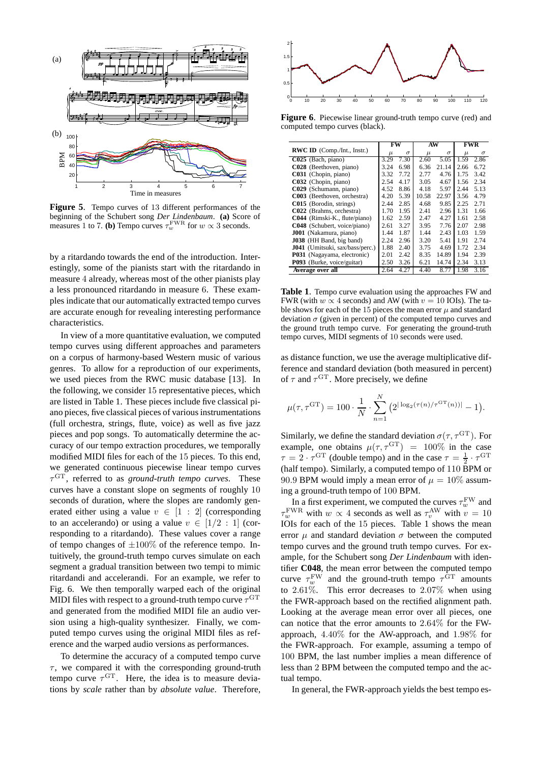**Figure 5**. Tempo curves of 13 different performances of the beginning of the Schubert song *Der Lindenbaum*. **(a)** Score of measures 1 to 7. **(b)** Tempo curves $\tau_w^{\mathrm{FWR}}$ for $w \propto 3$ seconds.

by a ritardando towards the end of the introduction. Interestingly, some of the pianists start with the ritardando in measure 4 already, whereas most of the other pianists play a less pronounced ritardando in measure 6. These examples indicate that our automatically extracted tempo curves are accurate enough for revealing interesting performance characteristics.

In view of a more quantitative evaluation, we computed tempo curves using different approaches and parameters on a corpus of harmony-based Western music of various genres. To allow for a reproduction of our experiments, we used pieces from the RWC music database [13]. In the following, we consider 15 representative pieces, which are listed in Table 1. These pieces include five classical piano pieces, five classical pieces of various instrumentations (full orchestra, strings, flute, voice) as well as five jazz pieces and pop songs. To automatically determine the accuracy of our tempo extraction procedures, we temporally modified MIDI files for each of the 15 pieces. To this end, we generated continuous piecewise linear tempo curves $\tau^{\mathrm{GT}}$, referred to as *ground-truth tempo curves*. These curves have a constant slope on segments of roughly 10 seconds of duration, where the slopes are randomly generated either using a value $v \in [1 : 2]$ (corresponding to an accelerando) or using a value $v \in [1/2 : 1]$ (corresponding to a ritardando). These values cover a range of tempo changes of $\pm 100\%$ of the reference tempo. Intuitively, the ground-truth tempo curves simulate on each segment a gradual transition between two tempi to mimic ritardandi and accelerandi. For an example, we refer to Fig. 6. We then temporally warped each of the original MIDI files with respect to a ground-truth tempo curve $\tau^{\mathrm{GT}}$ and generated from the modified MIDI file an audio version using a high-quality synthesizer. Finally, we computed tempo curves using the original MIDI files as reference and the warped audio versions as performances.

To determine the accuracy of a computed tempo curve $\tau$, we compared it with the corresponding ground-truth tempo curve $\tau^{\mathrm{GT}}$. Here, the idea is to measure deviations by *scale* rather than by *absolute value*. Therefore,

**Figure 6**. Piecewise linear ground-truth tempo curve (red) and computed tempo curves (black).

| RWC ID (Comp./Int., Instr.) | FW | | AW | | FWR | |
|---|---|---|---|---|---|---|
| | $\mu$ | $\sigma$ | $\mu$ | $\sigma$ | $\mu$ | $\sigma$ |
| **C025** (Bach, piano) | 3.29 | 7.30 | 2.60 | 5.05 | 1.59 | 2.86 |
| **C028** (Beethoven, piano) | 3.24 | 6.98 | 6.36 | 21.14 | 2.66 | 6.72 |
| **C031** (Chopin, piano) | 3.32 | 7.72 | 2.77 | 4.76 | 1.75 | 3.42 |
| **C032** (Chopin, piano) | 2.54 | 4.17 | 3.05 | 4.67 | 1.56 | 2.34 |
| **C029** (Schumann, piano) | 4.52 | 8.86 | 4.18 | 5.97 | 2.44 | 5.13 |
| **C003** (Beethoven, orchestra) | 4.20 | 5.39 | 10.58 | 22.97 | 3.56 | 4.79 |
| **C015** (Borodin, strings) | 2.44 | 2.85 | 4.68 | 9.85 | 2.25 | 2.71 |
| **C022** (Brahms, orchestra) | 1.70 | 1.95 | 2.41 | 2.96 | 1.31 | 1.66 |
| **C044** (Rimski-K., flute/piano) | 1.62 | 2.59 | 2.47 | 4.27 | 1.61 | 2.58 |
| **C048** (Schubert, voice/piano) | 2.61 | 3.27 | 3.95 | 7.76 | 2.07 | 2.98 |
| **J001** (Nakamura, piano) | 1.44 | 1.87 | 1.44 | 2.43 | 1.03 | 1.59 |
| **J038** (HH Band, big band) | 2.24 | 2.96 | 3.20 | 5.41 | 1.91 | 2.74 |
| **J041** (Umitsuki, sax/bass/perc.) | 1.88 | 2.40 | 3.75 | 4.69 | 1.72 | 2.35 |
| **P031** (Nagayama, electronic) | 2.01 | 2.42 | 8.35 | 14.89 | 1.94 | 2.39 |
| **P093** (Burke, voice/guitar) | 2.50 | 3.26 | 6.21 | 14.74 | 2.34 | 3.13 |
| **Average over all** | 2.64 | 4.27 | 4.40 | 8.77 | 1.98 | 3.16 |

**Table 1**. Tempo curve evaluation using the approaches FW and FWR (with $w \propto 4$ seconds) and AW (with $v = 10$ IOIs). The table shows for each of the 15 pieces the mean error $\mu$ and standard deviation $\sigma$ (given in percent) of the computed tempo curves and the ground truth tempo curve. For generating the ground-truth tempo curves, MIDI segments of 10 seconds were used.

as distance function, we use the average multiplicative difference and standard deviation (both measured in percent) of $\tau$ and $\tau^{\mathrm{GT}}$. More precisely, we define

$$\mu(\tau, \tau^{\mathrm{GT}}) = 100 \cdot \frac{1}{N} \cdot \sum_{n=1}^{N} \left(2^{|\log_2(\tau(n)/\tau^{\mathrm{GT}}(n))|} - 1\right).$$

Similarly, we define the standard deviation $\sigma(\tau, \tau^{\mathrm{GT}})$. For example, one obtains $\mu(\tau, \tau^{\mathrm{GT}}) = 100\%$ in the case $\tau = 2 \cdot \tau^{\mathrm{GT}}$ (double tempo) and in the case $\tau = \frac{1}{2} \cdot \tau^{\mathrm{GT}}$ (half tempo). Similarly, a computed tempo of 110 BPM or 90.9 BPM would imply a mean error of $\mu = 10\%$ assuming a ground-truth tempo of 100 BPM.

In a first experiment, we computed the curves $\tau_w^{\mathrm{FW}}$ and $\tau_w^{\mathrm{FWR}}$ with $w \propto 4$ seconds as well as $\tau_v^{\mathrm{AW}}$ with $v = 10$ IOIs for each of the 15 pieces. Table 1 shows the mean error $\mu$ and standard deviation $\sigma$ between the computed tempo curves and the ground truth tempo curves. For example, for the Schubert song *Der Lindenbaum* with identifier **C048**, the mean error between the computed tempo curve $\tau_w^{\mathrm{FW}}$ and the ground-truth tempo $\tau^{\mathrm{GT}}$ amounts to 2.61%. This error decreases to 2.07% when using the FWR-approach based on the rectified alignment path. Looking at the average mean error over all pieces, one can notice that the error amounts to 2.64% for the FW-approach, 4.40% for the AW-approach, and 1.98% for the FWR-approach. For example, assuming a tempo of 100 BPM, the last number implies a mean difference of less than 2 BPM between the computed tempo and the actual tempo.

In general, the FWR-approach yields the best tempo es-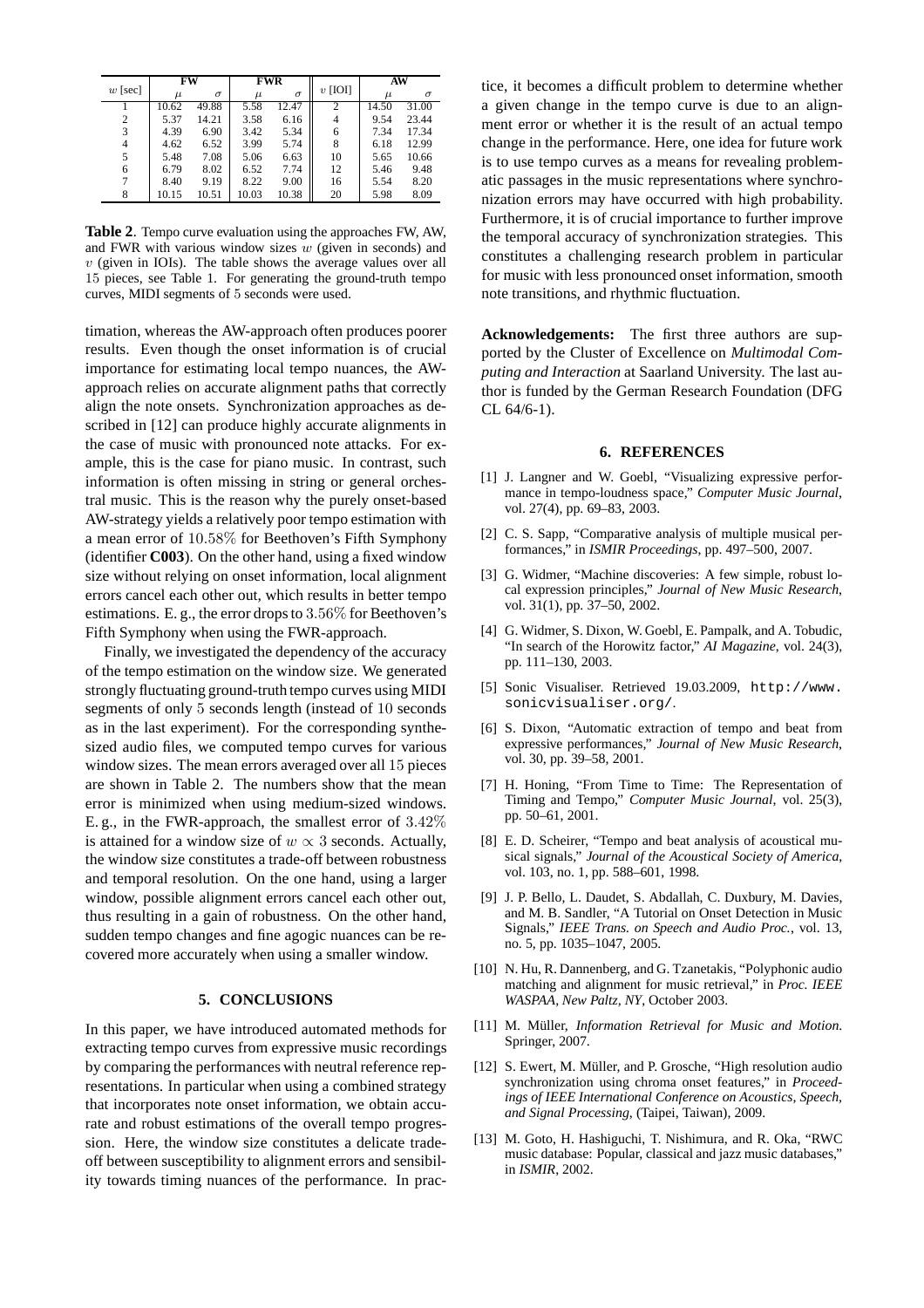| $w$ [sec] | FW | | FWR | | $v$ [IOI] | AW | |
|---|---|---|---|---|---|---|---|
| | $\mu$ | $\sigma$ | $\mu$ | $\sigma$ | | $\mu$ | $\sigma$ |
| 1 | 10.62 | 49.88 | 5.58 | 12.47 | 2 | 14.50 | 31.00 |
| 2 | 5.37 | 14.21 | 3.58 | 6.16 | 4 | 9.54 | 23.44 |
| 3 | 4.39 | 6.90 | 3.42 | 5.34 | 6 | 7.34 | 17.34 |
| 4 | 4.62 | 6.52 | 3.99 | 5.74 | 8 | 6.18 | 12.99 |
| 5 | 5.48 | 7.08 | 5.06 | 6.63 | 10 | 5.65 | 10.66 |
| 6 | 6.79 | 8.02 | 6.52 | 7.74 | 12 | 5.46 | 9.48 |
| 7 | 8.40 | 9.19 | 8.22 | 9.00 | 16 | 5.54 | 8.20 |
| 8 | 10.15 | 10.51 | 10.03 | 10.38 | 20 | 5.98 | 8.09 |

**Table 2**. Tempo curve evaluation using the approaches FW, AW, and FWR with various window sizes $w$ (given in seconds) and $v$ (given in IOIs). The table shows the average values over all 15 pieces, see Table 1. For generating the ground-truth tempo curves, MIDI segments of 5 seconds were used.

timation, whereas the AW-approach often produces poorer results. Even though the onset information is of crucial importance for estimating local tempo nuances, the AW-approach relies on accurate alignment paths that correctly align the note onsets. Synchronization approaches as described in [12] can produce highly accurate alignments in the case of music with pronounced note attacks. For example, this is the case for piano music. In contrast, such information is often missing in string or general orchestral music. This is the reason why the purely onset-based AW-strategy yields a relatively poor tempo estimation with a mean error of 10.58% for Beethoven's Fifth Symphony (identifier **C003**). On the other hand, using a fixed window size without relying on onset information, local alignment errors cancel each other out, which results in better tempo estimations. E. g., the error drops to 3.56% for Beethoven's Fifth Symphony when using the FWR-approach.

Finally, we investigated the dependency of the accuracy of the tempo estimation on the window size. We generated strongly fluctuating ground-truth tempo curves using MIDI segments of only 5 seconds length (instead of 10 seconds as in the last experiment). For the corresponding synthesized audio files, we computed tempo curves for various window sizes. The mean errors averaged over all 15 pieces are shown in Table 2. The numbers show that the mean error is minimized when using medium-sized windows. E. g., in the FWR-approach, the smallest error of 3.42% is attained for a window size of $w \propto 3$ seconds. Actually, the window size constitutes a trade-off between robustness and temporal resolution. On the one hand, using a larger window, possible alignment errors cancel each other out, thus resulting in a gain of robustness. On the other hand, sudden tempo changes and fine agogic nuances can be recovered more accurately when using a smaller window.

## 5. CONCLUSIONS

In this paper, we have introduced automated methods for extracting tempo curves from expressive music recordings by comparing the performances with neutral reference representations. In particular when using a combined strategy that incorporates note onset information, we obtain accurate and robust estimations of the overall tempo progression. Here, the window size constitutes a delicate trade-off between susceptibility to alignment errors and sensibility towards timing nuances of the performance. In practice, it becomes a difficult problem to determine whether a given change in the tempo curve is due to an alignment error or whether it is the result of an actual tempo change in the performance. Here, one idea for future work is to use tempo curves as a means for revealing problematic passages in the music representations where synchronization errors may have occurred with high probability. Furthermore, it is of crucial importance to further improve the temporal accuracy of synchronization strategies. This constitutes a challenging research problem in particular for music with less pronounced onset information, smooth note transitions, and rhythmic fluctuation.

**Acknowledgements:** The first three authors are supported by the Cluster of Excellence on *Multimodal Computing and Interaction* at Saarland University. The last author is funded by the German Research Foundation (DFG CL 64/6-1).

## 6. REFERENCES

[1] J. Langner and W. Goebl, "Visualizing expressive performance in tempo-loudness space," *Computer Music Journal*, vol. 27(4), pp. 69–83, 2003.

[2] C. S. Sapp, "Comparative analysis of multiple musical performances," in *ISMIR Proceedings*, pp. 497–500, 2007.

[3] G. Widmer, "Machine discoveries: A few simple, robust local expression principles," *Journal of New Music Research*, vol. 31(1), pp. 37–50, 2002.

[4] G. Widmer, S. Dixon, W. Goebl, E. Pampalk, and A. Tobudic, "In search of the Horowitz factor," *AI Magazine*, vol. 24(3), pp. 111–130, 2003.

[5] Sonic Visualiser. Retrieved 19.03.2009, http://www.sonicvisualiser.org/.

[6] S. Dixon, "Automatic extraction of tempo and beat from expressive performances," *Journal of New Music Research*, vol. 30, pp. 39–58, 2001.

[7] H. Honing, "From Time to Time: The Representation of Timing and Tempo," *Computer Music Journal*, vol. 25(3), pp. 50–61, 2001.

[8] E. D. Scheirer, "Tempo and beat analysis of acoustical musical signals," *Journal of the Acoustical Society of America*, vol. 103, no. 1, pp. 588–601, 1998.

[9] J. P. Bello, L. Daudet, S. Abdallah, C. Duxbury, M. Davies, and M. B. Sandler, "A Tutorial on Onset Detection in Music Signals," *IEEE Trans. on Speech and Audio Proc.*, vol. 13, no. 5, pp. 1035–1047, 2005.

[10] N. Hu, R. Dannenberg, and G. Tzanetakis, "Polyphonic audio matching and alignment for music retrieval," in *Proc. IEEE WASPAA, New Paltz, NY*, October 2003.

[11] M. Müller, *Information Retrieval for Music and Motion*. Springer, 2007.

[12] S. Ewert, M. Müller, and P. Grosche, "High resolution audio synchronization using chroma onset features," in *Proceedings of IEEE International Conference on Acoustics, Speech, and Signal Processing*, (Taipei, Taiwan), 2009.

[13] M. Goto, H. Hashiguchi, T. Nishimura, and R. Oka, "RWC music database: Popular, classical and jazz music databases," in *ISMIR*, 2002.